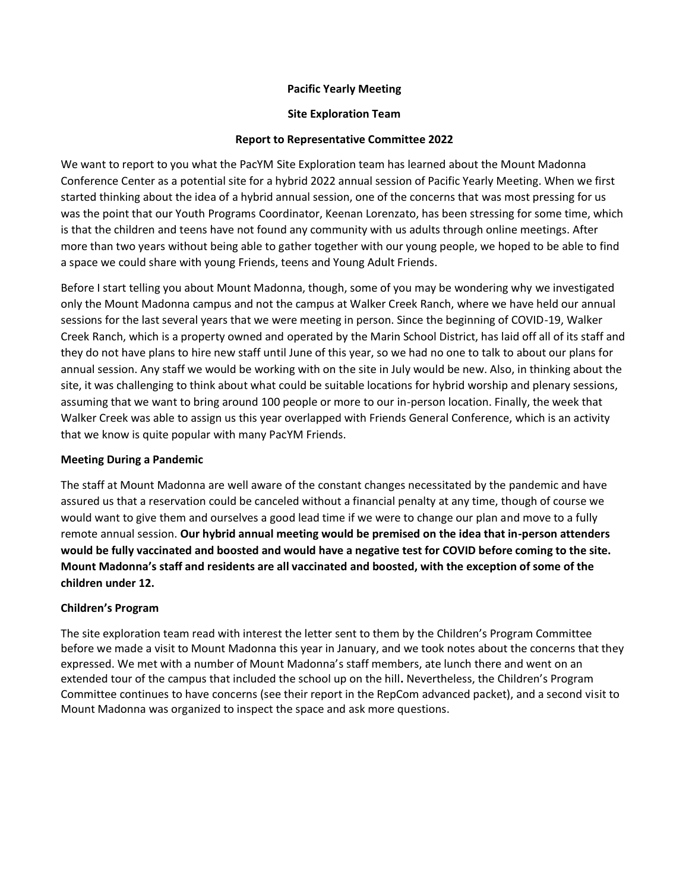**Pacific Yearly Meeting**

**Site Exploration Team**

**Report to Representative Committee 2022**

We want to report to you what the PacYM Site Exploration team has learned about the Mount Madonna Conference Center as a potential site for a hybrid 2022 annual session of Pacific Yearly Meeting. When we first started thinking about the idea of a hybrid annual session, one of the concerns that was most pressing for us was the point that our Youth Programs Coordinator, Keenan Lorenzato, has been stressing for some time, which is that the children and teens have not found any community with us adults through online meetings. After more than two years without being able to gather together with our young people, we hoped to be able to find a space we could share with young Friends, teens and Young Adult Friends.

Before I start telling you about Mount Madonna, though, some of you may be wondering why we investigated only the Mount Madonna campus and not the campus at Walker Creek Ranch, where we have held our annual sessions for the last several years that we were meeting in person. Since the beginning of COVID-19, Walker Creek Ranch, which is a property owned and operated by the Marin School District, has laid off all of its staff and they do not have plans to hire new staff until June of this year, so we had no one to talk to about our plans for annual session. Any staff we would be working with on the site in July would be new. Also, in thinking about the site, it was challenging to think about what could be suitable locations for hybrid worship and plenary sessions, assuming that we want to bring around 100 people or more to our in-person location. Finally, the week that Walker Creek was able to assign us this year overlapped with Friends General Conference, which is an activity that we know is quite popular with many PacYM Friends.

**Meeting During a Pandemic**

The staff at Mount Madonna are well aware of the constant changes necessitated by the pandemic and have assured us that a reservation could be canceled without a financial penalty at any time, though of course we would want to give them and ourselves a good lead time if we were to change our plan and move to a fully remote annual session. **Our hybrid annual meeting would be premised on the idea that in-person attenders would be fully vaccinated and boosted and would have a negative test for COVID before coming to the site. Mount Madonna's staff and residents are all vaccinated and boosted, with the exception of some of the children under 12.**

**Children's Program**

The site exploration team read with interest the letter sent to them by the Children's Program Committee before we made a visit to Mount Madonna this year in January, and we took notes about the concerns that they expressed. We met with a number of Mount Madonna's staff members, ate lunch there and went on an extended tour of the campus that included the school up on the hill**.** Nevertheless, the Children's Program Committee continues to have concerns (see their report in the RepCom advanced packet), and a second visit to Mount Madonna was organized to inspect the space and ask more questions.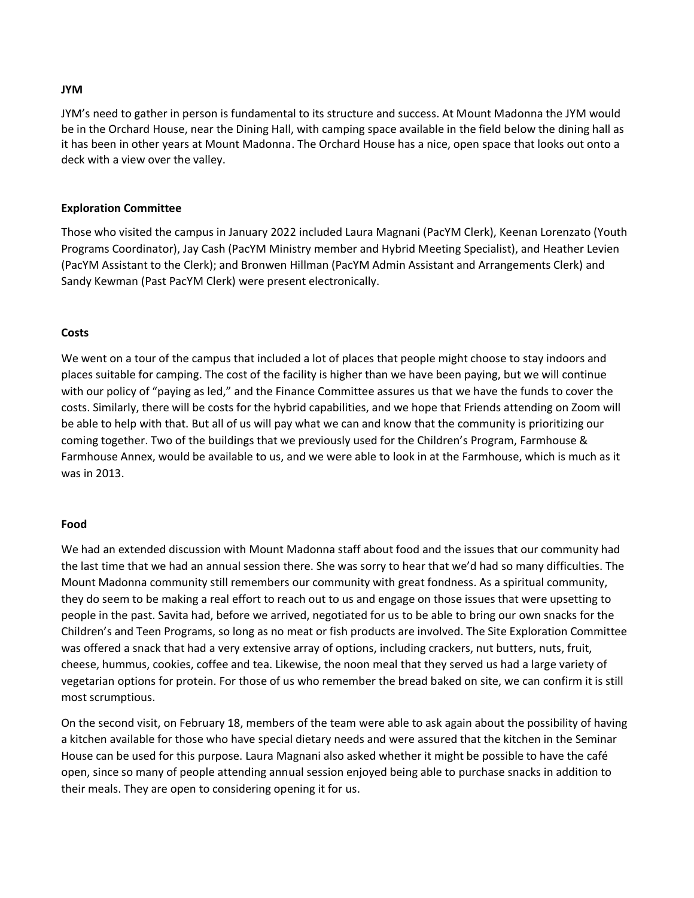**JYM**

JYM's need to gather in person is fundamental to its structure and success. At Mount Madonna the JYM would be in the Orchard House, near the Dining Hall, with camping space available in the field below the dining hall as it has been in other years at Mount Madonna. The Orchard House has a nice, open space that looks out onto a deck with a view over the valley.

**Exploration Committee**

Those who visited the campus in January 2022 included Laura Magnani (PacYM Clerk), Keenan Lorenzato (Youth Programs Coordinator), Jay Cash (PacYM Ministry member and Hybrid Meeting Specialist), and Heather Levien (PacYM Assistant to the Clerk); and Bronwen Hillman (PacYM Admin Assistant and Arrangements Clerk) and Sandy Kewman (Past PacYM Clerk) were present electronically.

**Costs**

We went on a tour of the campus that included a lot of places that people might choose to stay indoors and places suitable for camping. The cost of the facility is higher than we have been paying, but we will continue with our policy of "paying as led," and the Finance Committee assures us that we have the funds to cover the costs. Similarly, there will be costs for the hybrid capabilities, and we hope that Friends attending on Zoom will be able to help with that. But all of us will pay what we can and know that the community is prioritizing our coming together. Two of the buildings that we previously used for the Children's Program, Farmhouse & Farmhouse Annex, would be available to us, and we were able to look in at the Farmhouse, which is much as it was in 2013.

**Food**

We had an extended discussion with Mount Madonna staff about food and the issues that our community had the last time that we had an annual session there. She was sorry to hear that we'd had so many difficulties. The Mount Madonna community still remembers our community with great fondness. As a spiritual community, they do seem to be making a real effort to reach out to us and engage on those issues that were upsetting to people in the past. Savita had, before we arrived, negotiated for us to be able to bring our own snacks for the Children's and Teen Programs, so long as no meat or fish products are involved. The Site Exploration Committee was offered a snack that had a very extensive array of options, including crackers, nut butters, nuts, fruit, cheese, hummus, cookies, coffee and tea. Likewise, the noon meal that they served us had a large variety of vegetarian options for protein. For those of us who remember the bread baked on site, we can confirm it is still most scrumptious.

On the second visit, on February 18, members of the team were able to ask again about the possibility of having a kitchen available for those who have special dietary needs and were assured that the kitchen in the Seminar House can be used for this purpose. Laura Magnani also asked whether it might be possible to have the café open, since so many of people attending annual session enjoyed being able to purchase snacks in addition to their meals. They are open to considering opening it for us.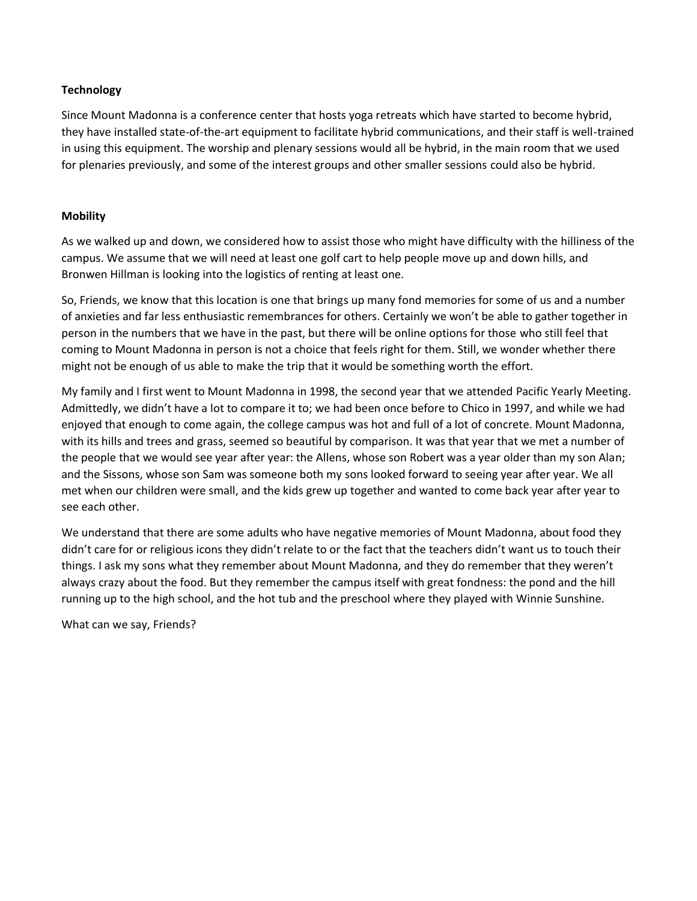**Technology**

Since Mount Madonna is a conference center that hosts yoga retreats which have started to become hybrid, they have installed state-of-the-art equipment to facilitate hybrid communications, and their staff is well-trained in using this equipment. The worship and plenary sessions would all be hybrid, in the main room that we used for plenaries previously, and some of the interest groups and other smaller sessions could also be hybrid.

**Mobility**

As we walked up and down, we considered how to assist those who might have difficulty with the hilliness of the campus. We assume that we will need at least one golf cart to help people move up and down hills, and Bronwen Hillman is looking into the logistics of renting at least one.

So, Friends, we know that this location is one that brings up many fond memories for some of us and a number of anxieties and far less enthusiastic remembrances for others. Certainly we won't be able to gather together in person in the numbers that we have in the past, but there will be online options for those who still feel that coming to Mount Madonna in person is not a choice that feels right for them. Still, we wonder whether there might not be enough of us able to make the trip that it would be something worth the effort.

My family and I first went to Mount Madonna in 1998, the second year that we attended Pacific Yearly Meeting. Admittedly, we didn't have a lot to compare it to; we had been once before to Chico in 1997, and while we had enjoyed that enough to come again, the college campus was hot and full of a lot of concrete. Mount Madonna, with its hills and trees and grass, seemed so beautiful by comparison. It was that year that we met a number of the people that we would see year after year: the Allens, whose son Robert was a year older than my son Alan; and the Sissons, whose son Sam was someone both my sons looked forward to seeing year after year. We all met when our children were small, and the kids grew up together and wanted to come back year after year to see each other.

We understand that there are some adults who have negative memories of Mount Madonna, about food they didn't care for or religious icons they didn't relate to or the fact that the teachers didn't want us to touch their things. I ask my sons what they remember about Mount Madonna, and they do remember that they weren't always crazy about the food. But they remember the campus itself with great fondness: the pond and the hill running up to the high school, and the hot tub and the preschool where they played with Winnie Sunshine.

What can we say, Friends?